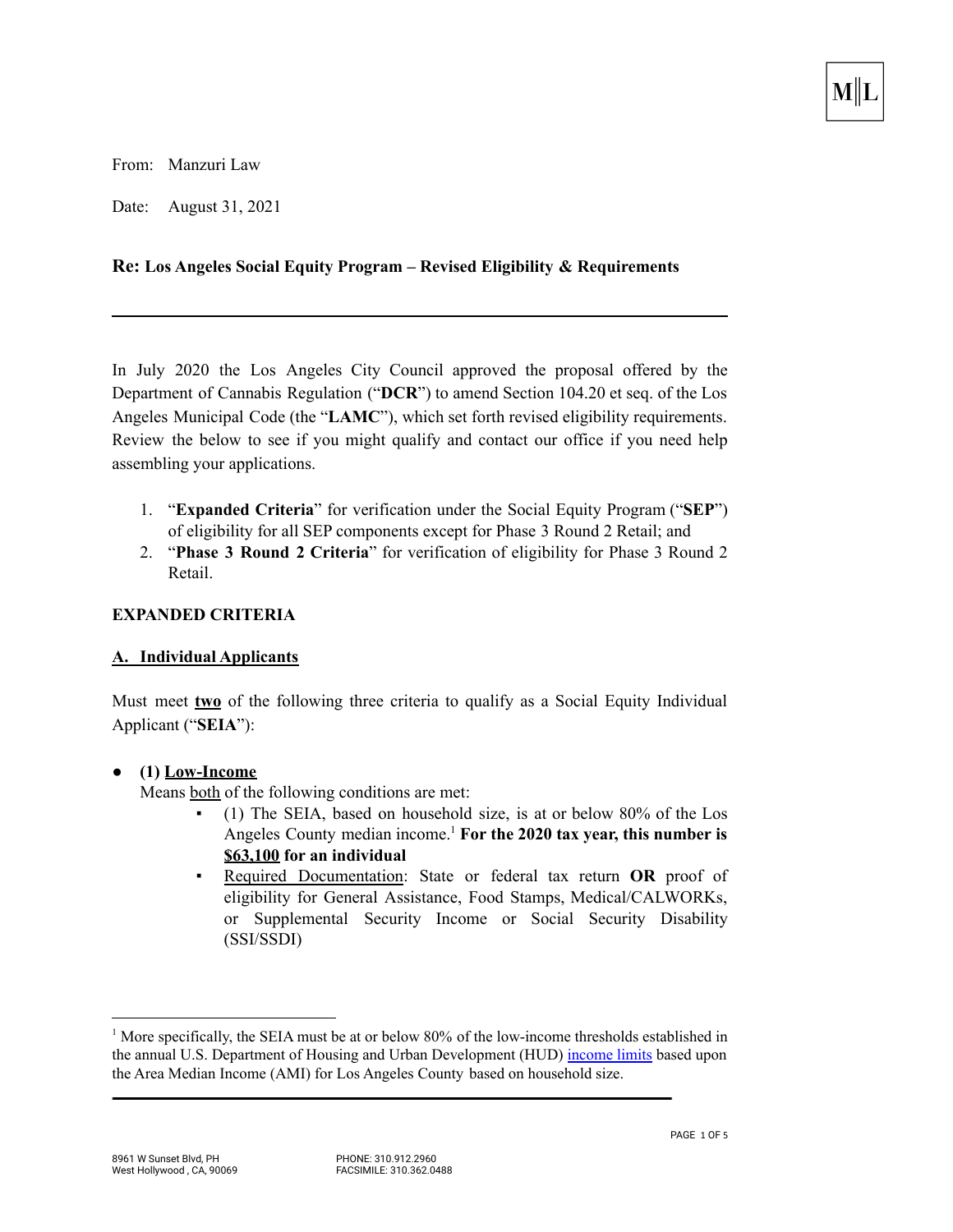From: Manzuri Law

Date: August 31, 2021

**Re: Los Angeles Social Equity Program – Revised Eligibility & Requirements**

---

In July 2020 the Los Angeles City Council approved the proposal offered by the Department of Cannabis Regulation ("**DCR**") to amend Section 104.20 et seq. of the Los Angeles Municipal Code (the "**LAMC**"), which set forth revised eligibility requirements. Review the below to see if you might qualify and contact our office if you need help assembling your applications.

1. "**Expanded Criteria**" for verification under the Social Equity Program ("**SEP**") of eligibility for all SEP components except for Phase 3 Round 2 Retail; and
2. "**Phase 3 Round 2 Criteria**" for verification of eligibility for Phase 3 Round 2 Retail.

**EXPANDED CRITERIA**

**A. Individual Applicants**

Must meet **two** of the following three criteria to qualify as a Social Equity Individual Applicant ("**SEIA**"):

- **(1) Low-Income**

  Means both of the following conditions are met:

  - (1) The SEIA, based on household size, is at or below 80% of the Los Angeles County median income.[1] **For the 2020 tax year, this number is $63,100 for an individual**
  - Required Documentation: State or federal tax return **OR** proof of eligibility for General Assistance, Food Stamps, Medical/CALWORKs, or Supplemental Security Income or Social Security Disability (SSI/SSDI)

---

[1] More specifically, the SEIA must be at or below 80% of the low-income thresholds established in the annual U.S. Department of Housing and Urban Development (HUD) income limits based upon the Area Median Income (AMI) for Los Angeles County based on household size.

8961 W Sunset Blvd, PH
West Hollywood, CA, 90069

PHONE: 310.912.2960
FACSIMILE: 310.362.0488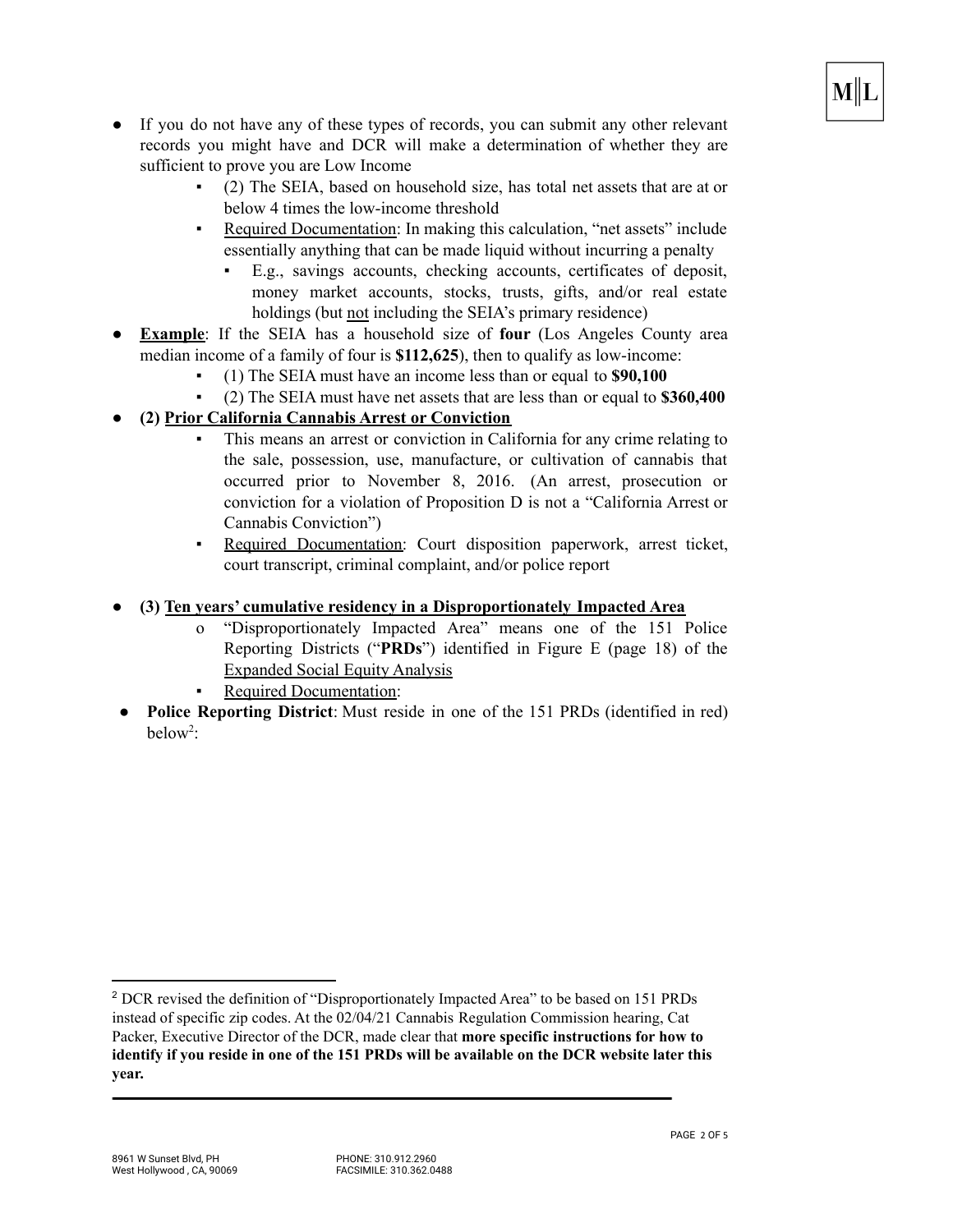- If you do not have any of these types of records, you can submit any other relevant records you might have and DCR will make a determination of whether they are sufficient to prove you are Low Income
    - (2) The SEIA, based on household size, has total net assets that are at or below 4 times the low-income threshold
    - Required Documentation: In making this calculation, "net assets" include essentially anything that can be made liquid without incurring a penalty
        - E.g., savings accounts, checking accounts, certificates of deposit, money market accounts, stocks, trusts, gifts, and/or real estate holdings (but not including the SEIA's primary residence)
- **Example**: If the SEIA has a household size of **four** (Los Angeles County area median income of a family of four is **$112,625**), then to qualify as low-income:
    - (1) The SEIA must have an income less than or equal to **$90,100**
    - (2) The SEIA must have net assets that are less than or equal to **$360,400**
- **(2) Prior California Cannabis Arrest or Conviction**
    - This means an arrest or conviction in California for any crime relating to the sale, possession, use, manufacture, or cultivation of cannabis that occurred prior to November 8, 2016. (An arrest, prosecution or conviction for a violation of Proposition D is not a "California Arrest or Cannabis Conviction")
    - Required Documentation: Court disposition paperwork, arrest ticket, court transcript, criminal complaint, and/or police report
- **(3) Ten years' cumulative residency in a Disproportionately Impacted Area**
    - "Disproportionately Impacted Area" means one of the 151 Police Reporting Districts ("**PRDs**") identified in Figure E (page 18) of the Expanded Social Equity Analysis
    - Required Documentation:
- **Police Reporting District**: Must reside in one of the 151 PRDs (identified in red) below[2]:

[2] DCR revised the definition of "Disproportionately Impacted Area" to be based on 151 PRDs instead of specific zip codes. At the 02/04/21 Cannabis Regulation Commission hearing, Cat Packer, Executive Director of the DCR, made clear that **more specific instructions for how to identify if you reside in one of the 151 PRDs will be available on the DCR website later this year.**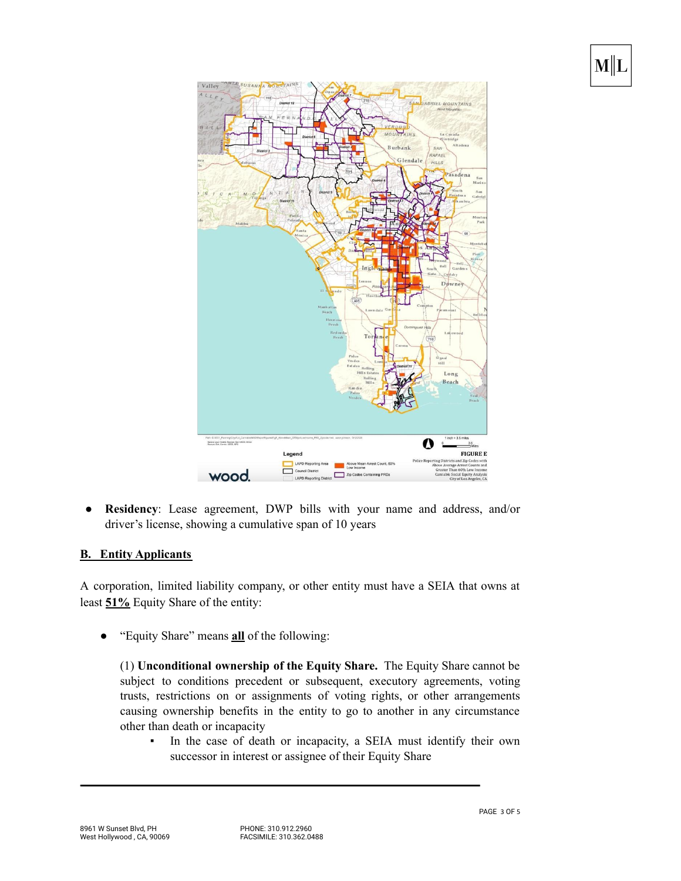- **Residency**: Lease agreement, DWP bills with your name and address, and/or driver's license, showing a cumulative span of 10 years

## B. Entity Applicants

A corporation, limited liability company, or other entity must have a SEIA that owns at least **51%** Equity Share of the entity:

- "Equity Share" means **all** of the following:

  (1) **Unconditional ownership of the Equity Share.** The Equity Share cannot be subject to conditions precedent or subsequent, executory agreements, voting trusts, restrictions on or assignments of voting rights, or other arrangements causing ownership benefits in the entity to go to another in any circumstance other than death or incapacity

  - In the case of death or incapacity, a SEIA must identify their own successor in interest or assignee of their Equity Share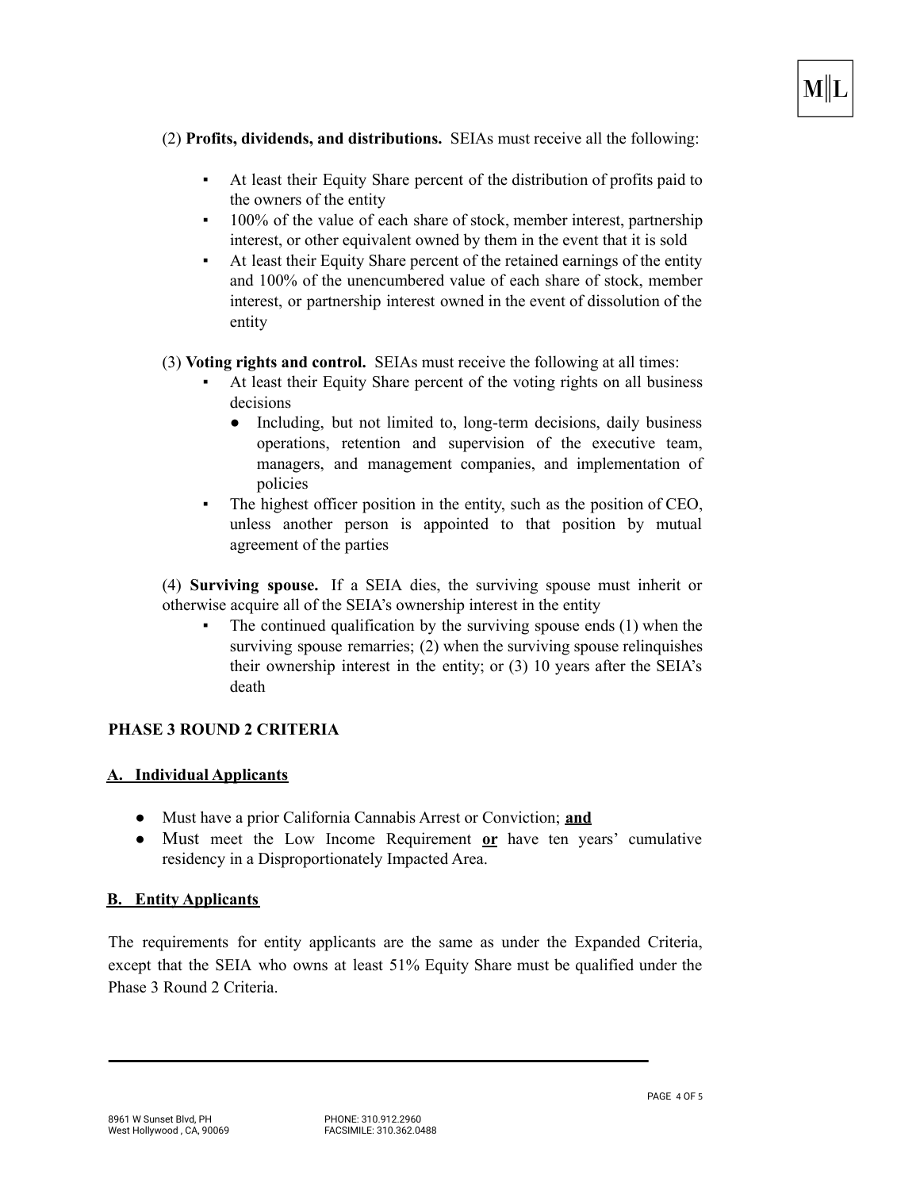(2) **Profits, dividends, and distributions.** SEIAs must receive all the following:

- At least their Equity Share percent of the distribution of profits paid to the owners of the entity
- 100% of the value of each share of stock, member interest, partnership interest, or other equivalent owned by them in the event that it is sold
- At least their Equity Share percent of the retained earnings of the entity and 100% of the unencumbered value of each share of stock, member interest, or partnership interest owned in the event of dissolution of the entity

(3) **Voting rights and control.** SEIAs must receive the following at all times:

- At least their Equity Share percent of the voting rights on all business decisions
  - Including, but not limited to, long-term decisions, daily business operations, retention and supervision of the executive team, managers, and management companies, and implementation of policies
- The highest officer position in the entity, such as the position of CEO, unless another person is appointed to that position by mutual agreement of the parties

(4) **Surviving spouse.** If a SEIA dies, the surviving spouse must inherit or otherwise acquire all of the SEIA's ownership interest in the entity

- The continued qualification by the surviving spouse ends (1) when the surviving spouse remarries; (2) when the surviving spouse relinquishes their ownership interest in the entity; or (3) 10 years after the SEIA's death

## PHASE 3 ROUND 2 CRITERIA

### A. Individual Applicants

- Must have a prior California Cannabis Arrest or Conviction; **and**
- Must meet the Low Income Requirement **or** have ten years' cumulative residency in a Disproportionately Impacted Area.

### B. Entity Applicants

The requirements for entity applicants are the same as under the Expanded Criteria, except that the SEIA who owns at least 51% Equity Share must be qualified under the Phase 3 Round 2 Criteria.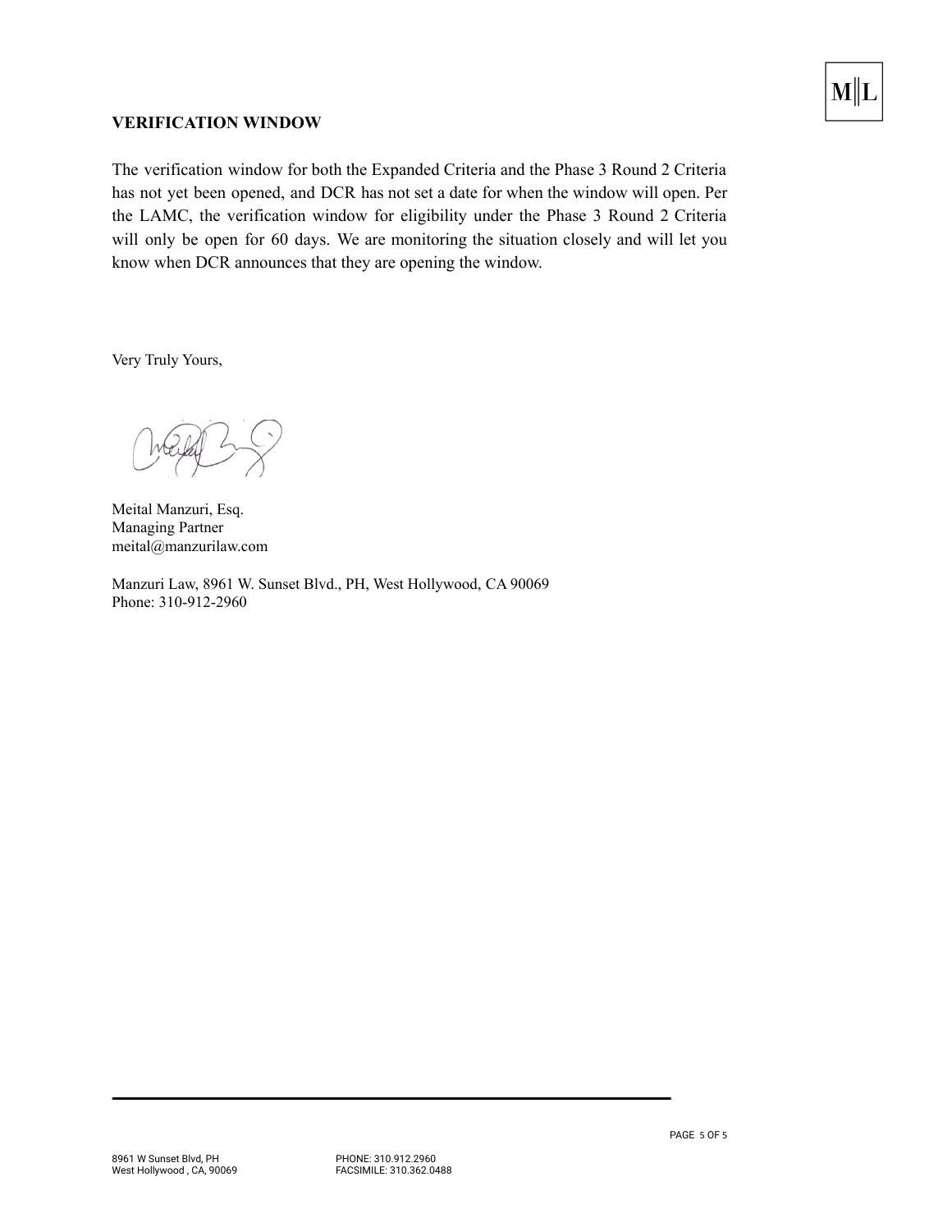**VERIFICATION WINDOW**

The verification window for both the Expanded Criteria and the Phase 3 Round 2 Criteria has not yet been opened, and DCR has not set a date for when the window will open. Per the LAMC, the verification window for eligibility under the Phase 3 Round 2 Criteria will only be open for 60 days. We are monitoring the situation closely and will let you know when DCR announces that they are opening the window.

Very Truly Yours,

Meital Manzuri, Esq.
Managing Partner
meital@manzurilaw.com

Manzuri Law, 8961 W. Sunset Blvd., PH, West Hollywood, CA 90069
Phone: 310-912-2960